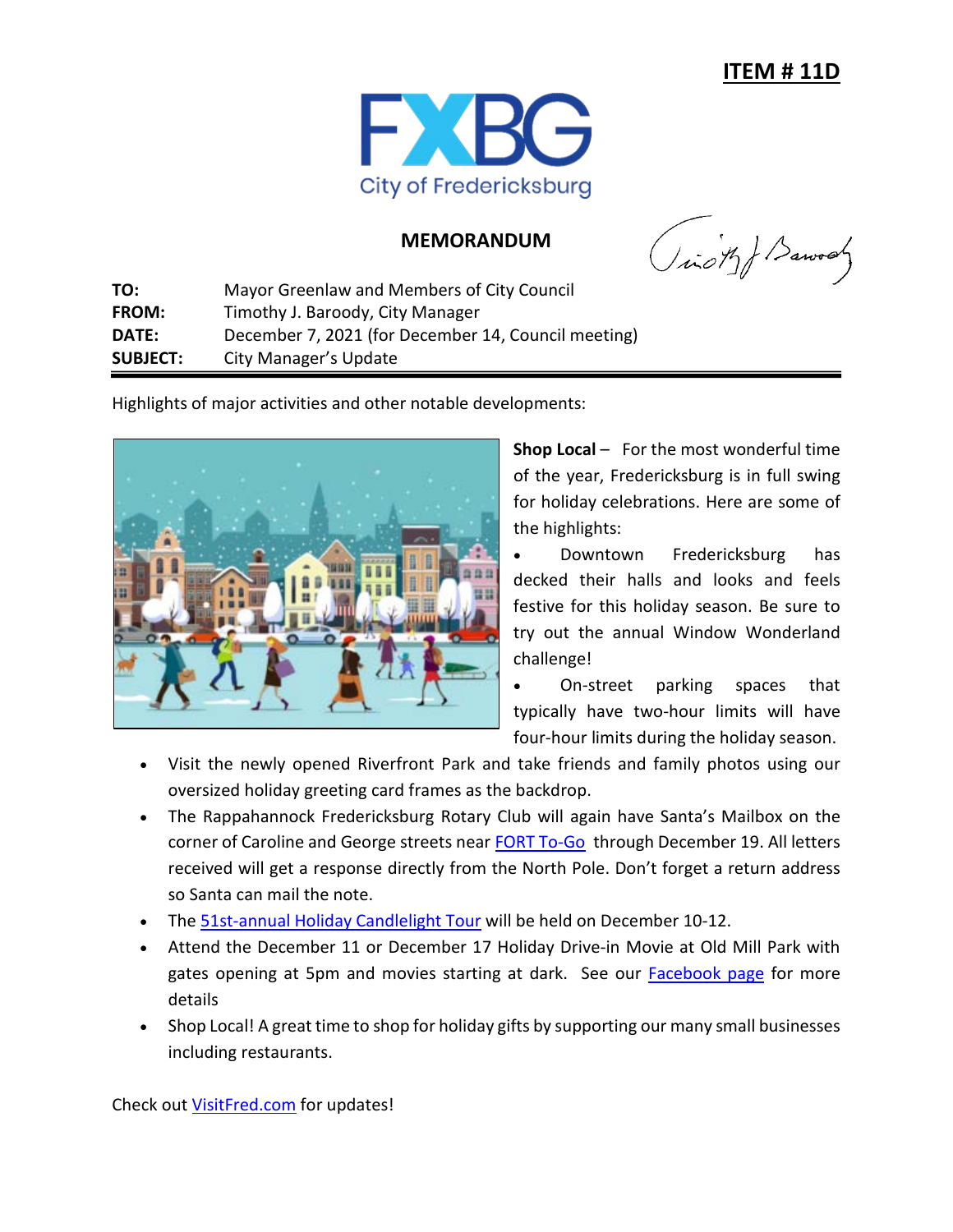**ITEM # 11D**

City of Fredericksburg

## MEMORANDUM

| | |
|---|---|
| **TO:** | Mayor Greenlaw and Members of City Council |
| **FROM:** | Timothy J. Baroody, City Manager |
| **DATE:** | December 7, 2021 (for December 14, Council meeting) |
| **SUBJECT:** | City Manager's Update |

Highlights of major activities and other notable developments:

**Shop Local** – For the most wonderful time of the year, Fredericksburg is in full swing for holiday celebrations. Here are some of the highlights:

- Downtown Fredericksburg has decked their halls and looks and feels festive for this holiday season. Be sure to try out the annual Window Wonderland challenge!
- On-street parking spaces that typically have two-hour limits will have four-hour limits during the holiday season.
- Visit the newly opened Riverfront Park and take friends and family photos using our oversized holiday greeting card frames as the backdrop.
- The Rappahannock Fredericksburg Rotary Club will again have Santa's Mailbox on the corner of Caroline and George streets near FORT To-Go through December 19. All letters received will get a response directly from the North Pole. Don't forget a return address so Santa can mail the note.
- The 51st-annual Holiday Candlelight Tour will be held on December 10-12.
- Attend the December 11 or December 17 Holiday Drive-in Movie at Old Mill Park with gates opening at 5pm and movies starting at dark. See our Facebook page for more details
- Shop Local! A great time to shop for holiday gifts by supporting our many small businesses including restaurants.

Check out VisitFred.com for updates!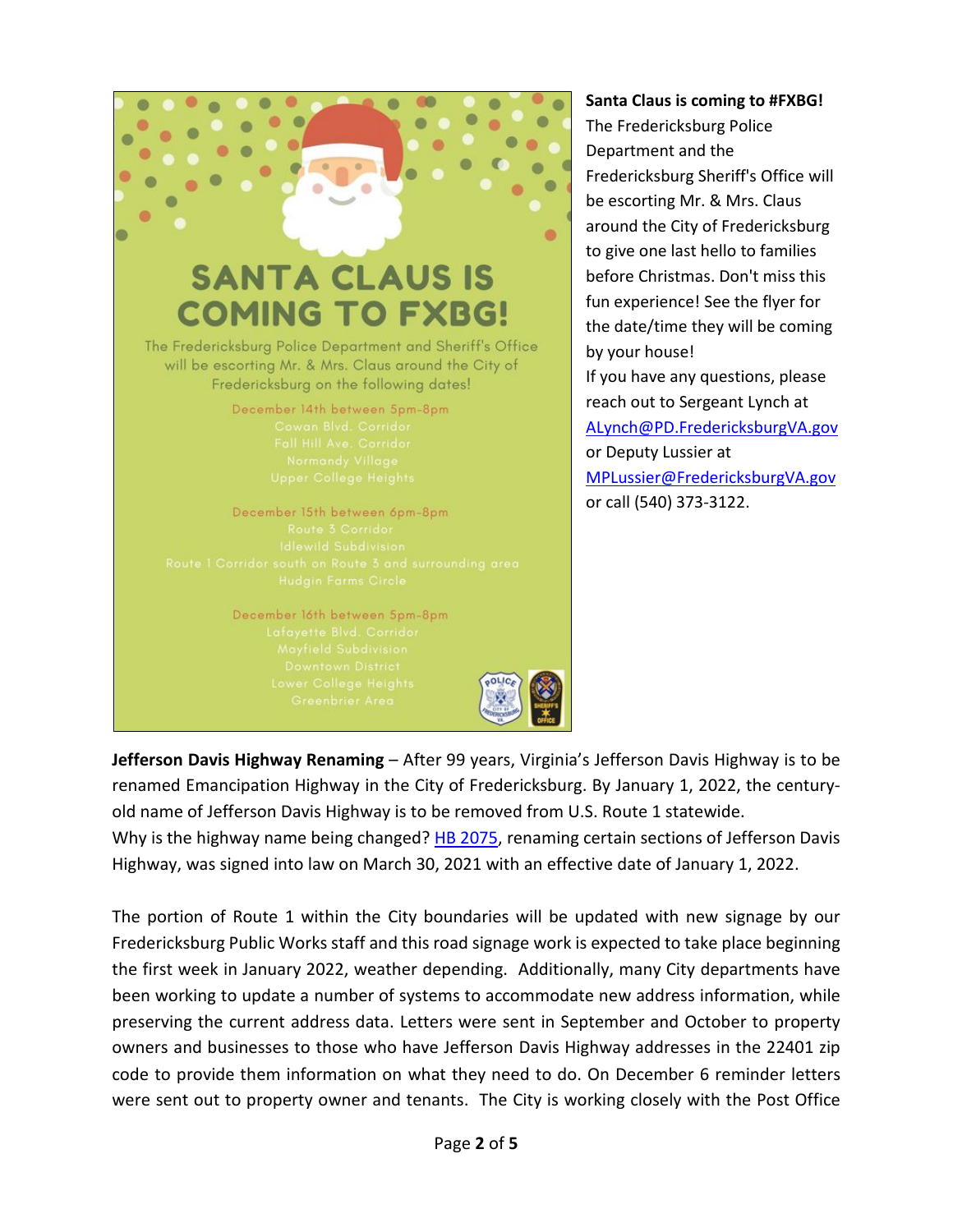SANTA CLAUS IS COMING TO FXBG!

The Fredericksburg Police Department and Sheriff's Office will be escorting Mr. & Mrs. Claus around the City of Fredericksburg on the following dates!

December 14th between 5pm-8pm
Cowan Blvd. Corridor
Fall Hill Ave. Corridor
Normandy Village
Upper College Heights

December 15th between 6pm-8pm
Route 3 Corridor
Idlewild Subdivision
Route 1 Corridor south on Route 3 and surrounding area
Hudgin Farms Circle

December 16th between 5pm-8pm
Lafayette Blvd. Corridor
Mayfield Subdivision
Downtown District
Lower College Heights
Greenbrier Area

**Santa Claus is coming to #FXBG!**
The Fredericksburg Police Department and the Fredericksburg Sheriff's Office will be escorting Mr. & Mrs. Claus around the City of Fredericksburg to give one last hello to families before Christmas. Don't miss this fun experience! See the flyer for the date/time they will be coming by your house!
If you have any questions, please reach out to Sergeant Lynch at ALynch@PD.FredericksburgVA.gov or Deputy Lussier at MPLussier@FredericksburgVA.gov or call (540) 373-3122.

**Jefferson Davis Highway Renaming** – After 99 years, Virginia's Jefferson Davis Highway is to be renamed Emancipation Highway in the City of Fredericksburg. By January 1, 2022, the century-old name of Jefferson Davis Highway is to be removed from U.S. Route 1 statewide.
Why is the highway name being changed? HB 2075, renaming certain sections of Jefferson Davis Highway, was signed into law on March 30, 2021 with an effective date of January 1, 2022.

The portion of Route 1 within the City boundaries will be updated with new signage by our Fredericksburg Public Works staff and this road signage work is expected to take place beginning the first week in January 2022, weather depending. Additionally, many City departments have been working to update a number of systems to accommodate new address information, while preserving the current address data. Letters were sent in September and October to property owners and businesses to those who have Jefferson Davis Highway addresses in the 22401 zip code to provide them information on what they need to do. On December 6 reminder letters were sent out to property owner and tenants. The City is working closely with the Post Office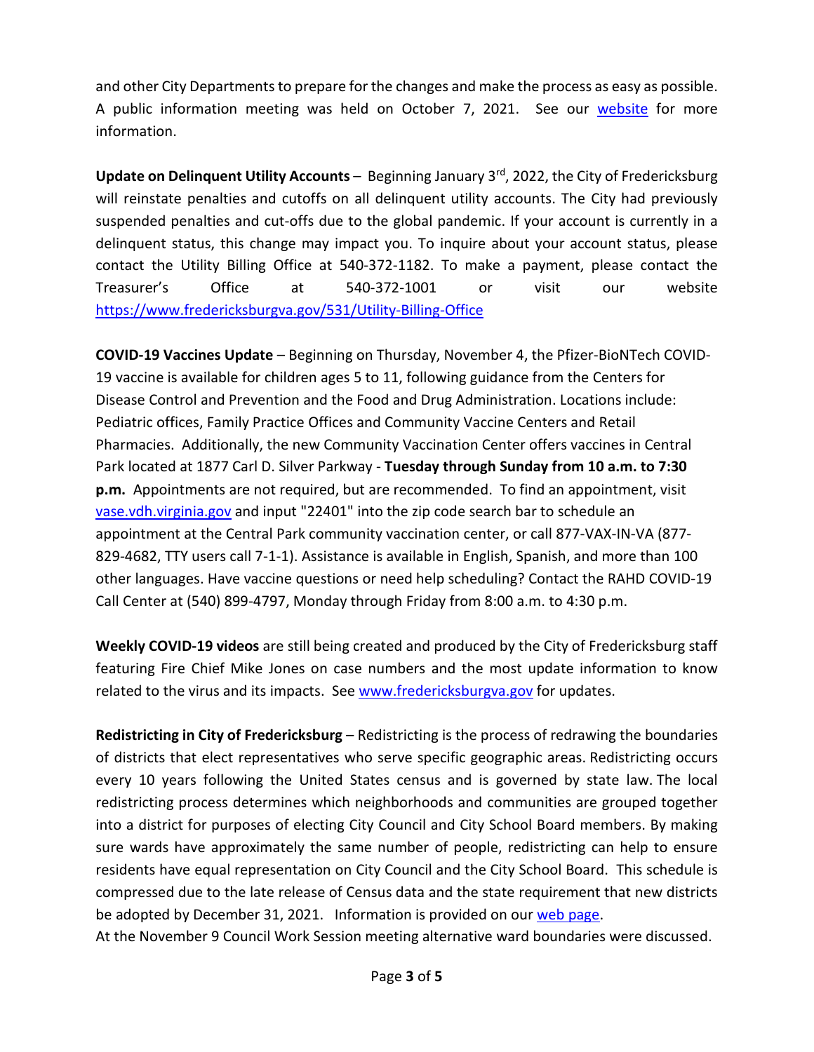and other City Departments to prepare for the changes and make the process as easy as possible. A public information meeting was held on October 7, 2021. See our website for more information.

**Update on Delinquent Utility Accounts** – Beginning January 3rd, 2022, the City of Fredericksburg will reinstate penalties and cutoffs on all delinquent utility accounts. The City had previously suspended penalties and cut-offs due to the global pandemic. If your account is currently in a delinquent status, this change may impact you. To inquire about your account status, please contact the Utility Billing Office at 540-372-1182. To make a payment, please contact the Treasurer's Office at 540-372-1001 or visit our website https://www.fredericksburgva.gov/531/Utility-Billing-Office

**COVID-19 Vaccines Update** – Beginning on Thursday, November 4, the Pfizer-BioNTech COVID-19 vaccine is available for children ages 5 to 11, following guidance from the Centers for Disease Control and Prevention and the Food and Drug Administration. Locations include: Pediatric offices, Family Practice Offices and Community Vaccine Centers and Retail Pharmacies. Additionally, the new Community Vaccination Center offers vaccines in Central Park located at 1877 Carl D. Silver Parkway - **Tuesday through Sunday from 10 a.m. to 7:30 p.m.** Appointments are not required, but are recommended. To find an appointment, visit vase.vdh.virginia.gov and input "22401" into the zip code search bar to schedule an appointment at the Central Park community vaccination center, or call 877-VAX-IN-VA (877-829-4682, TTY users call 7-1-1). Assistance is available in English, Spanish, and more than 100 other languages. Have vaccine questions or need help scheduling? Contact the RAHD COVID-19 Call Center at (540) 899-4797, Monday through Friday from 8:00 a.m. to 4:30 p.m.

**Weekly COVID-19 videos** are still being created and produced by the City of Fredericksburg staff featuring Fire Chief Mike Jones on case numbers and the most update information to know related to the virus and its impacts. See www.fredericksburgva.gov for updates.

**Redistricting in City of Fredericksburg** – Redistricting is the process of redrawing the boundaries of districts that elect representatives who serve specific geographic areas. Redistricting occurs every 10 years following the United States census and is governed by state law. The local redistricting process determines which neighborhoods and communities are grouped together into a district for purposes of electing City Council and City School Board members. By making sure wards have approximately the same number of people, redistricting can help to ensure residents have equal representation on City Council and the City School Board. This schedule is compressed due to the late release of Census data and the state requirement that new districts be adopted by December 31, 2021. Information is provided on our web page.

At the November 9 Council Work Session meeting alternative ward boundaries were discussed.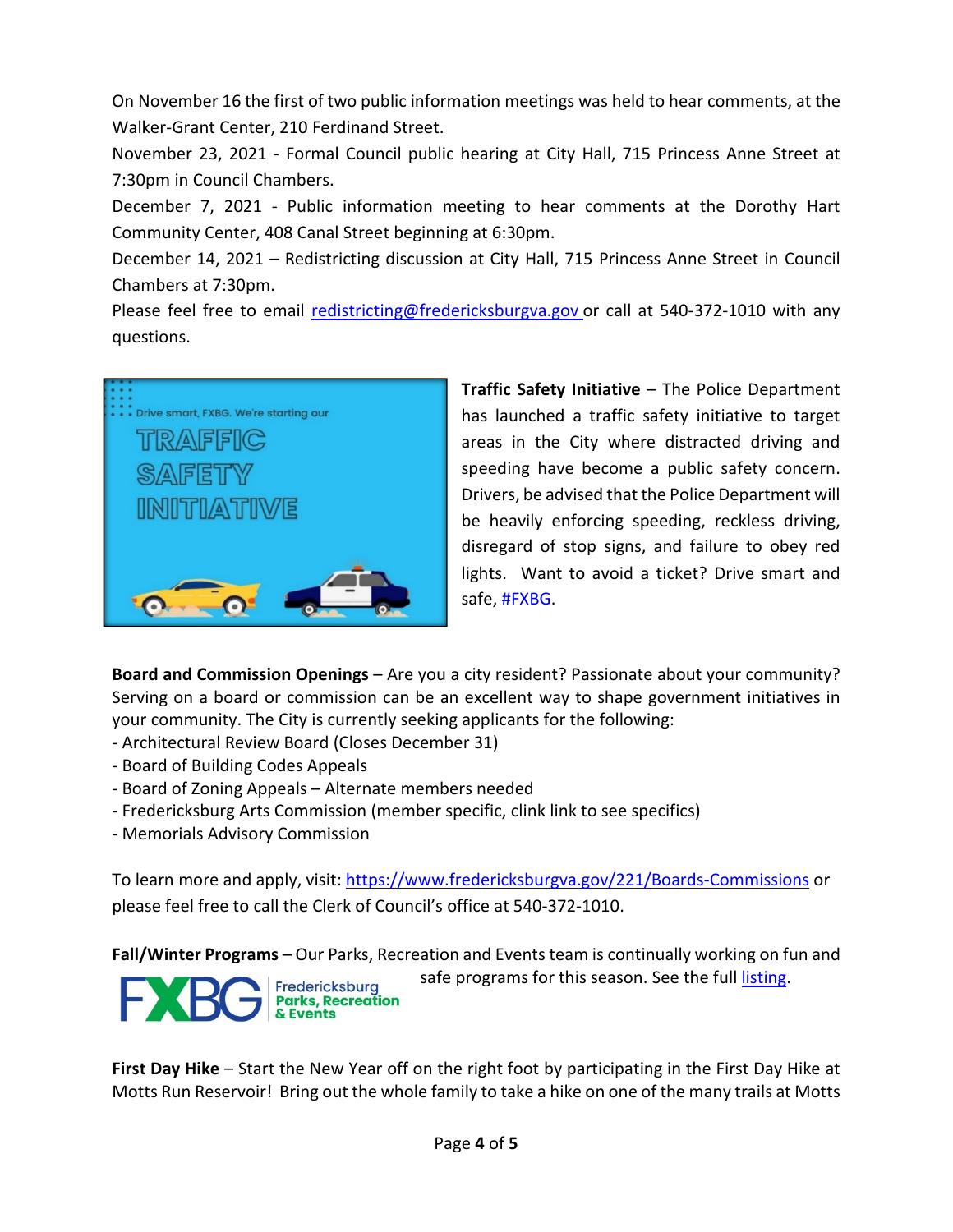On November 16 the first of two public information meetings was held to hear comments, at the Walker-Grant Center, 210 Ferdinand Street.

November 23, 2021 - Formal Council public hearing at City Hall, 715 Princess Anne Street at 7:30pm in Council Chambers.

December 7, 2021 - Public information meeting to hear comments at the Dorothy Hart Community Center, 408 Canal Street beginning at 6:30pm.

December 14, 2021 – Redistricting discussion at City Hall, 715 Princess Anne Street in Council Chambers at 7:30pm.

Please feel free to email redistricting@fredericksburgva.gov or call at 540-372-1010 with any questions.

**Traffic Safety Initiative** – The Police Department has launched a traffic safety initiative to target areas in the City where distracted driving and speeding have become a public safety concern. Drivers, be advised that the Police Department will be heavily enforcing speeding, reckless driving, disregard of stop signs, and failure to obey red lights. Want to avoid a ticket? Drive smart and safe, #FXBG.

**Board and Commission Openings** – Are you a city resident? Passionate about your community? Serving on a board or commission can be an excellent way to shape government initiatives in your community. The City is currently seeking applicants for the following:

- Architectural Review Board (Closes December 31)
- Board of Building Codes Appeals
- Board of Zoning Appeals – Alternate members needed
- Fredericksburg Arts Commission (member specific, clink link to see specifics)
- Memorials Advisory Commission

To learn more and apply, visit: https://www.fredericksburgva.gov/221/Boards-Commissions or please feel free to call the Clerk of Council's office at 540-372-1010.

**Fall/Winter Programs** – Our Parks, Recreation and Events team is continually working on fun and safe programs for this season. See the full listing.

**First Day Hike** – Start the New Year off on the right foot by participating in the First Day Hike at Motts Run Reservoir! Bring out the whole family to take a hike on one of the many trails at Motts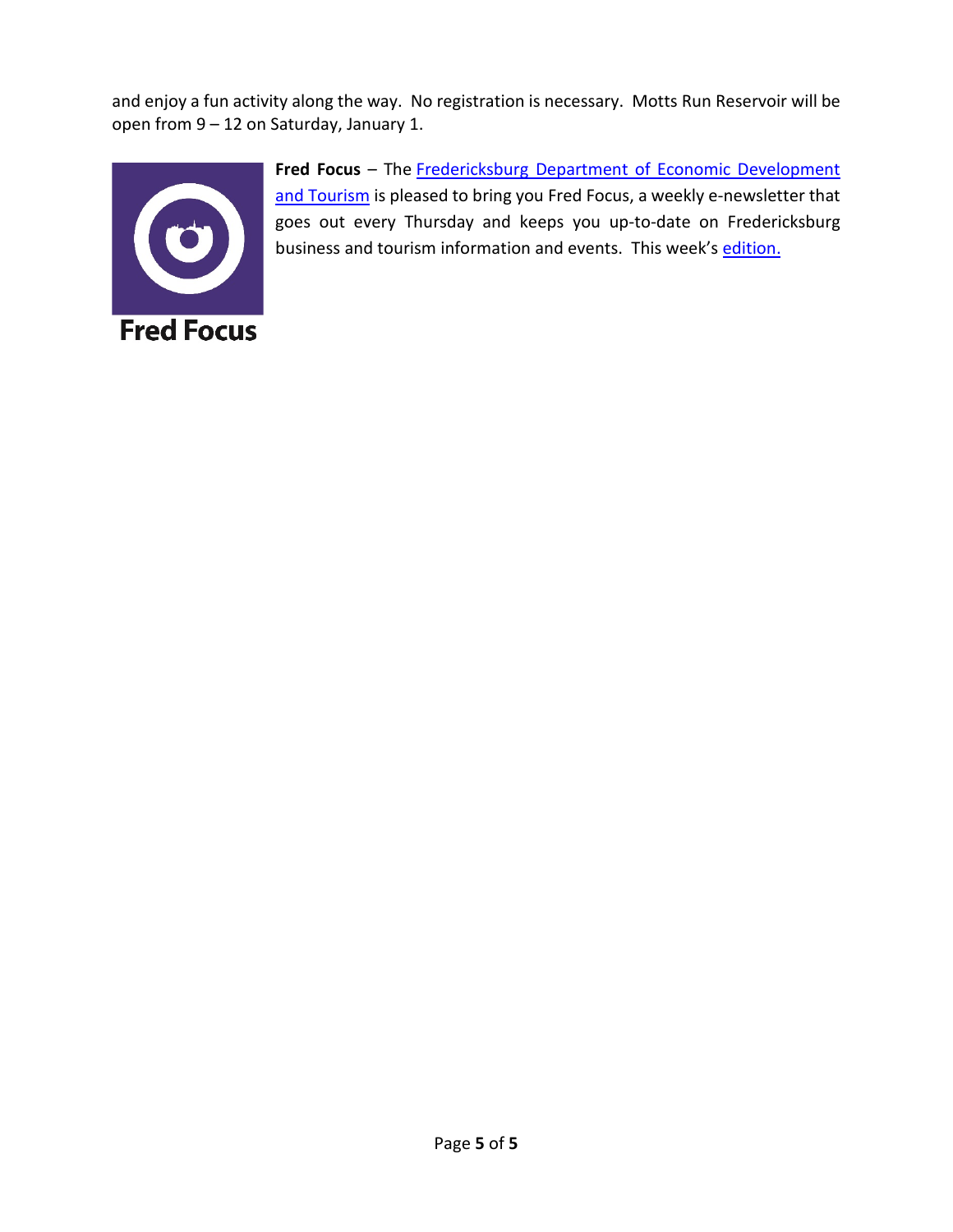and enjoy a fun activity along the way. No registration is necessary. Motts Run Reservoir will be open from 9 – 12 on Saturday, January 1.

Fred Focus

**Fred Focus** – The Fredericksburg Department of Economic Development and Tourism is pleased to bring you Fred Focus, a weekly e-newsletter that goes out every Thursday and keeps you up-to-date on Fredericksburg business and tourism information and events. This week's edition.